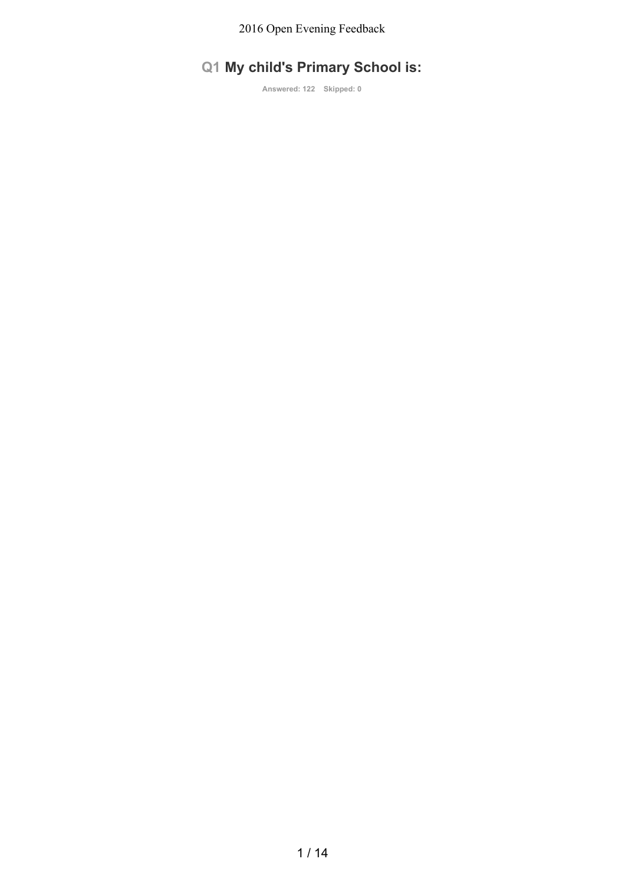## Q1 My child's Primary School is:

Answered: 122 Skipped: 0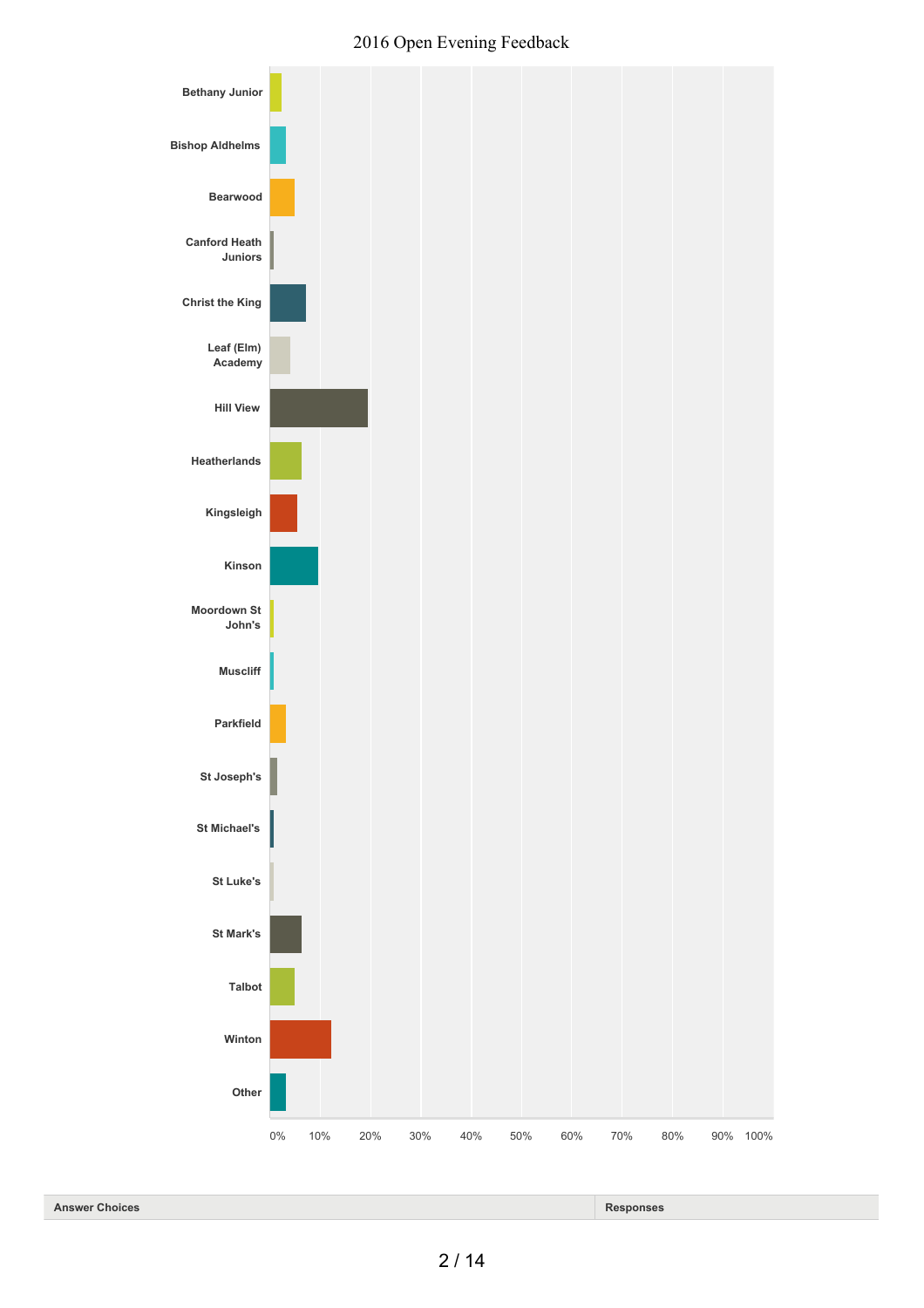# 2016 Open Evening Feedback

Bethany Junior
Bishop Aldhelms
Bearwood
Canford Heath Juniors
Christ the King
Leaf (Elm) Academy
Hill View
Heatherlands
Kingsleigh
Kinson
Moordown St John's
Muscliff
Parkfield
St Joseph's
St Michael's
St Luke's
St Mark's
Talbot
Winton
Other

0% 10% 20% 30% 40% 50% 60% 70% 80% 90% 100%

| Answer Choices | Responses |
| --- | --- |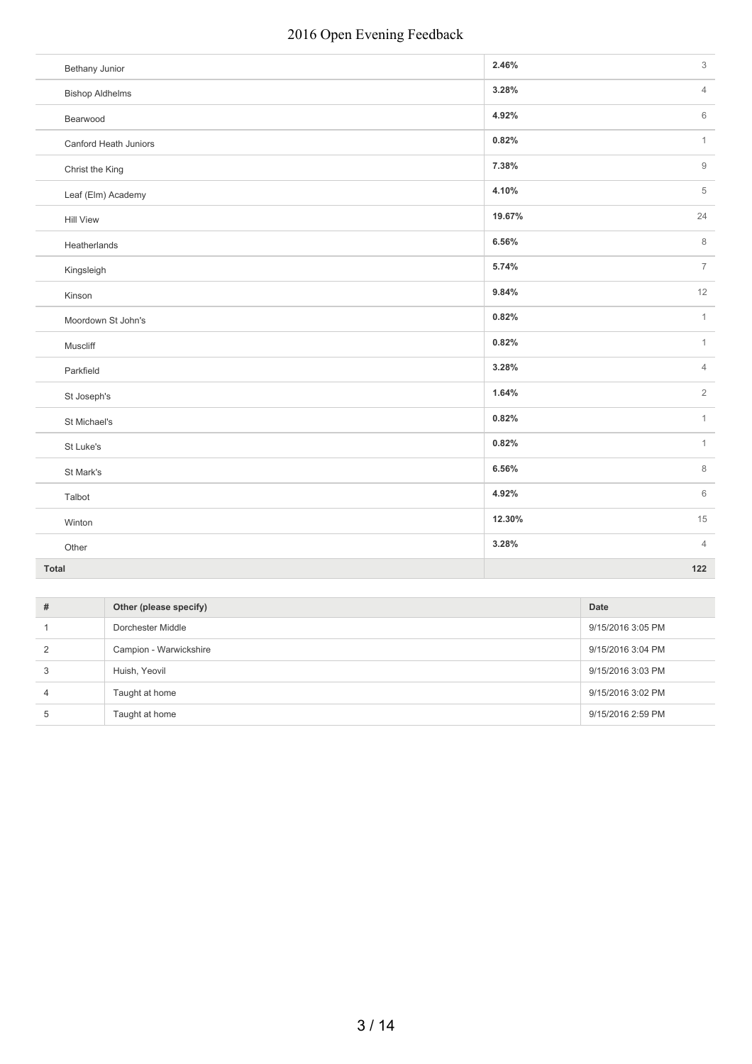| | | |
|---|---|---|
| Bethany Junior | **2.46%** | 3 |
| Bishop Aldhelms | **3.28%** | 4 |
| Bearwood | **4.92%** | 6 |
| Canford Heath Juniors | **0.82%** | 1 |
| Christ the King | **7.38%** | 9 |
| Leaf (Elm) Academy | **4.10%** | 5 |
| Hill View | **19.67%** | 24 |
| Heatherlands | **6.56%** | 8 |
| Kingsleigh | **5.74%** | 7 |
| Kinson | **9.84%** | 12 |
| Moordown St John's | **0.82%** | 1 |
| Muscliff | **0.82%** | 1 |
| Parkfield | **3.28%** | 4 |
| St Joseph's | **1.64%** | 2 |
| St Michael's | **0.82%** | 1 |
| St Luke's | **0.82%** | 1 |
| St Mark's | **6.56%** | 8 |
| Talbot | **4.92%** | 6 |
| Winton | **12.30%** | 15 |
| Other | **3.28%** | 4 |
| **Total** | | **122** |

| # | Other (please specify) | Date |
|---|---|---|
| 1 | Dorchester Middle | 9/15/2016 3:05 PM |
| 2 | Campion - Warwickshire | 9/15/2016 3:04 PM |
| 3 | Huish, Yeovil | 9/15/2016 3:03 PM |
| 4 | Taught at home | 9/15/2016 3:02 PM |
| 5 | Taught at home | 9/15/2016 2:59 PM |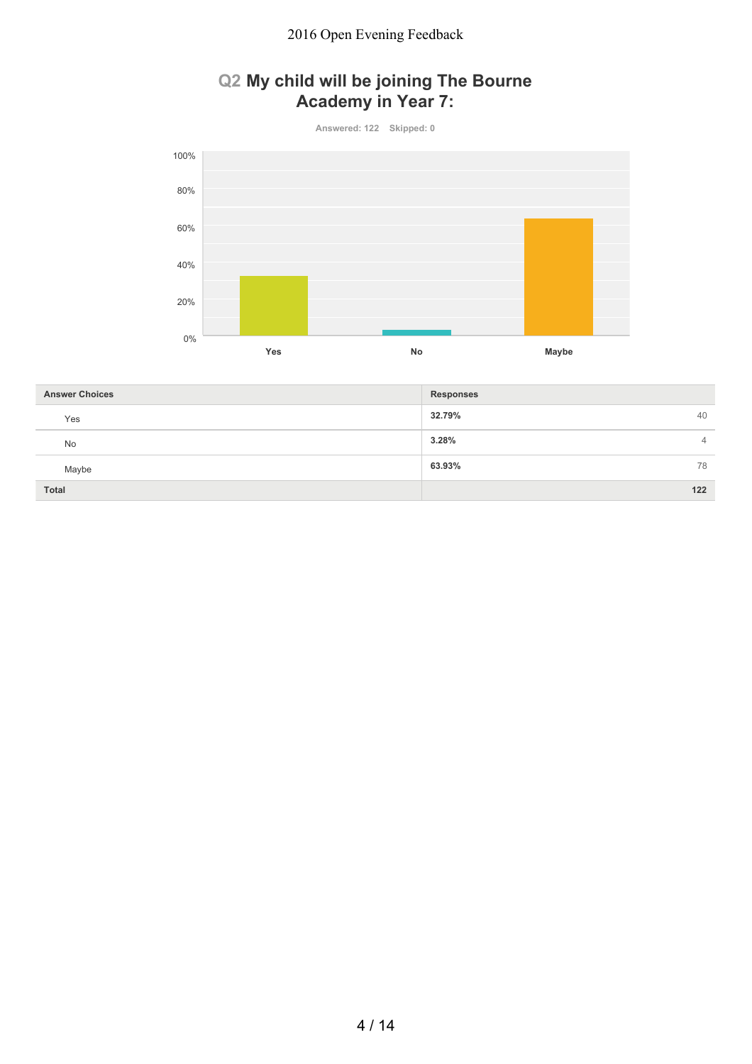## Q2 My child will be joining The Bourne Academy in Year 7:

Answered: 122 Skipped: 0

| Answer Choices | Responses | |
|---|---|---|
| Yes | 32.79% | 40 |
| No | 3.28% | 4 |
| Maybe | 63.93% | 78 |
| **Total** | | **122** |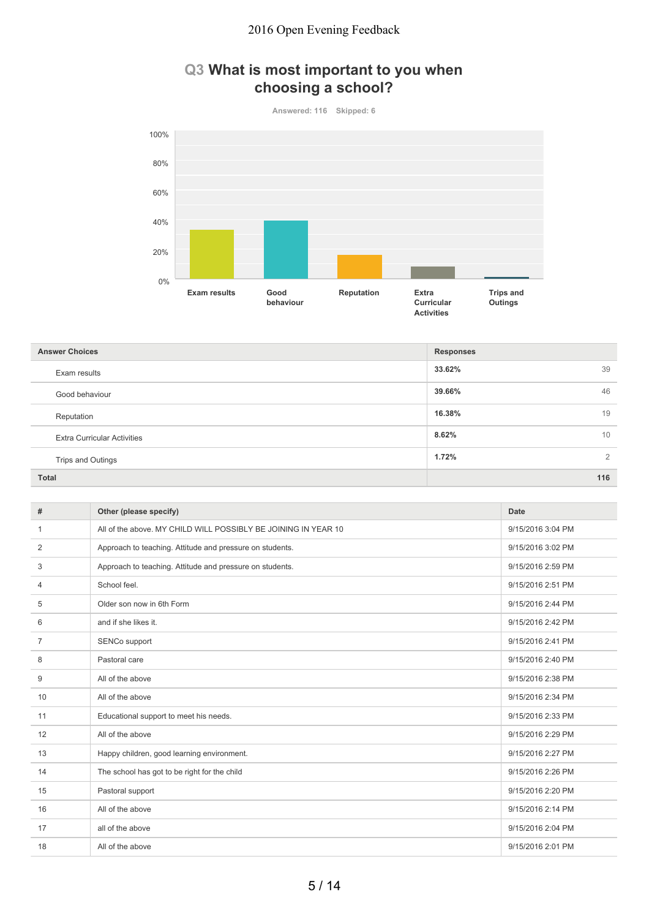## Q3 What is most important to you when choosing a school?

Answered: 116 Skipped: 6

| Answer Choices | Responses | |
|---|---|---|
| Exam results | 33.62% | 39 |
| Good behaviour | 39.66% | 46 |
| Reputation | 16.38% | 19 |
| Extra Curricular Activities | 8.62% | 10 |
| Trips and Outings | 1.72% | 2 |
| **Total** | | **116** |

| # | Other (please specify) | Date |
|---|---|---|
| 1 | All of the above. MY CHILD WILL POSSIBLY BE JOINING IN YEAR 10 | 9/15/2016 3:04 PM |
| 2 | Approach to teaching. Attitude and pressure on students. | 9/15/2016 3:02 PM |
| 3 | Approach to teaching. Attitude and pressure on students. | 9/15/2016 2:59 PM |
| 4 | School feel. | 9/15/2016 2:51 PM |
| 5 | Older son now in 6th Form | 9/15/2016 2:44 PM |
| 6 | and if she likes it. | 9/15/2016 2:42 PM |
| 7 | SENCo support | 9/15/2016 2:41 PM |
| 8 | Pastoral care | 9/15/2016 2:40 PM |
| 9 | All of the above | 9/15/2016 2:38 PM |
| 10 | All of the above | 9/15/2016 2:34 PM |
| 11 | Educational support to meet his needs. | 9/15/2016 2:33 PM |
| 12 | All of the above | 9/15/2016 2:29 PM |
| 13 | Happy children, good learning environment. | 9/15/2016 2:27 PM |
| 14 | The school has got to be right for the child | 9/15/2016 2:26 PM |
| 15 | Pastoral support | 9/15/2016 2:20 PM |
| 16 | All of the above | 9/15/2016 2:14 PM |
| 17 | all of the above | 9/15/2016 2:04 PM |
| 18 | All of the above | 9/15/2016 2:01 PM |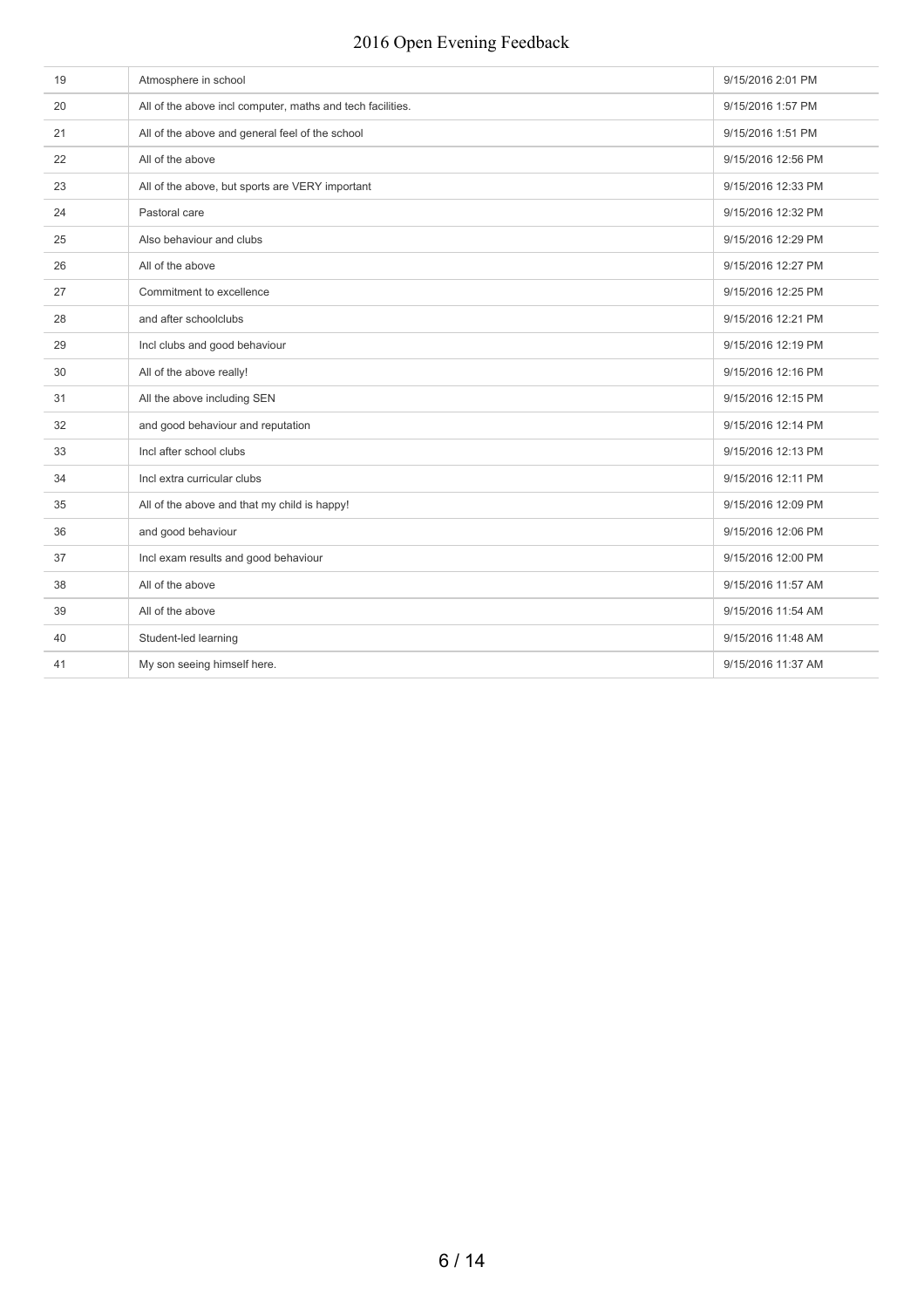| | | |
|---|---|---|
| 19 | Atmosphere in school | 9/15/2016 2:01 PM |
| 20 | All of the above incl computer, maths and tech facilities. | 9/15/2016 1:57 PM |
| 21 | All of the above and general feel of the school | 9/15/2016 1:51 PM |
| 22 | All of the above | 9/15/2016 12:56 PM |
| 23 | All of the above, but sports are VERY important | 9/15/2016 12:33 PM |
| 24 | Pastoral care | 9/15/2016 12:32 PM |
| 25 | Also behaviour and clubs | 9/15/2016 12:29 PM |
| 26 | All of the above | 9/15/2016 12:27 PM |
| 27 | Commitment to excellence | 9/15/2016 12:25 PM |
| 28 | and after schoolclubs | 9/15/2016 12:21 PM |
| 29 | Incl clubs and good behaviour | 9/15/2016 12:19 PM |
| 30 | All of the above really! | 9/15/2016 12:16 PM |
| 31 | All the above including SEN | 9/15/2016 12:15 PM |
| 32 | and good behaviour and reputation | 9/15/2016 12:14 PM |
| 33 | Incl after school clubs | 9/15/2016 12:13 PM |
| 34 | Incl extra curricular clubs | 9/15/2016 12:11 PM |
| 35 | All of the above and that my child is happy! | 9/15/2016 12:09 PM |
| 36 | and good behaviour | 9/15/2016 12:06 PM |
| 37 | Incl exam results and good behaviour | 9/15/2016 12:00 PM |
| 38 | All of the above | 9/15/2016 11:57 AM |
| 39 | All of the above | 9/15/2016 11:54 AM |
| 40 | Student-led learning | 9/15/2016 11:48 AM |
| 41 | My son seeing himself here. | 9/15/2016 11:37 AM |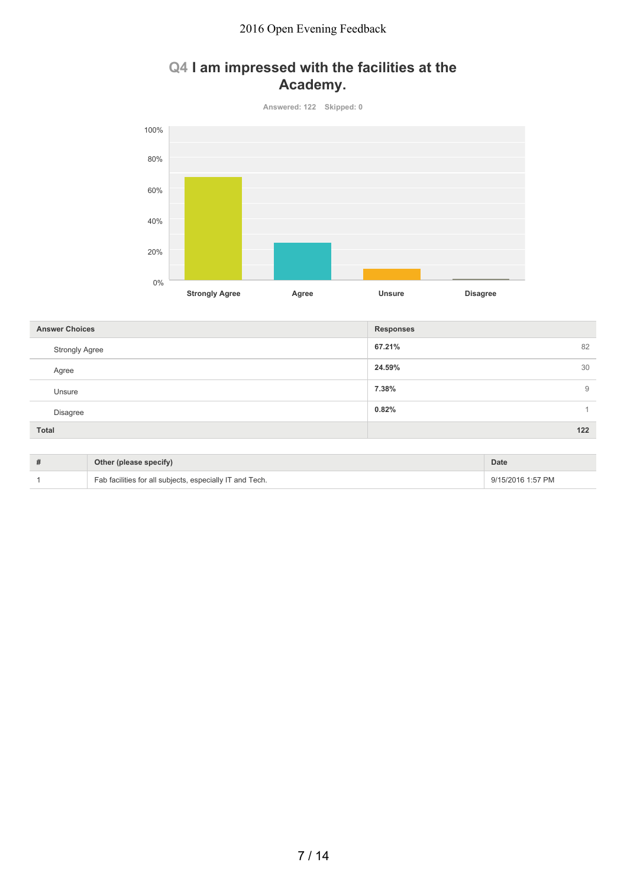## Q4 I am impressed with the facilities at the Academy.

Answered: 122 Skipped: 0

| Answer Choices | Responses | |
|---|---|---|
| Strongly Agree | 67.21% | 82 |
| Agree | 24.59% | 30 |
| Unsure | 7.38% | 9 |
| Disagree | 0.82% | 1 |
| Total | | 122 |

| # | Other (please specify) | Date |
|---|---|---|
| 1 | Fab facilities for all subjects, especially IT and Tech. | 9/15/2016 1:57 PM |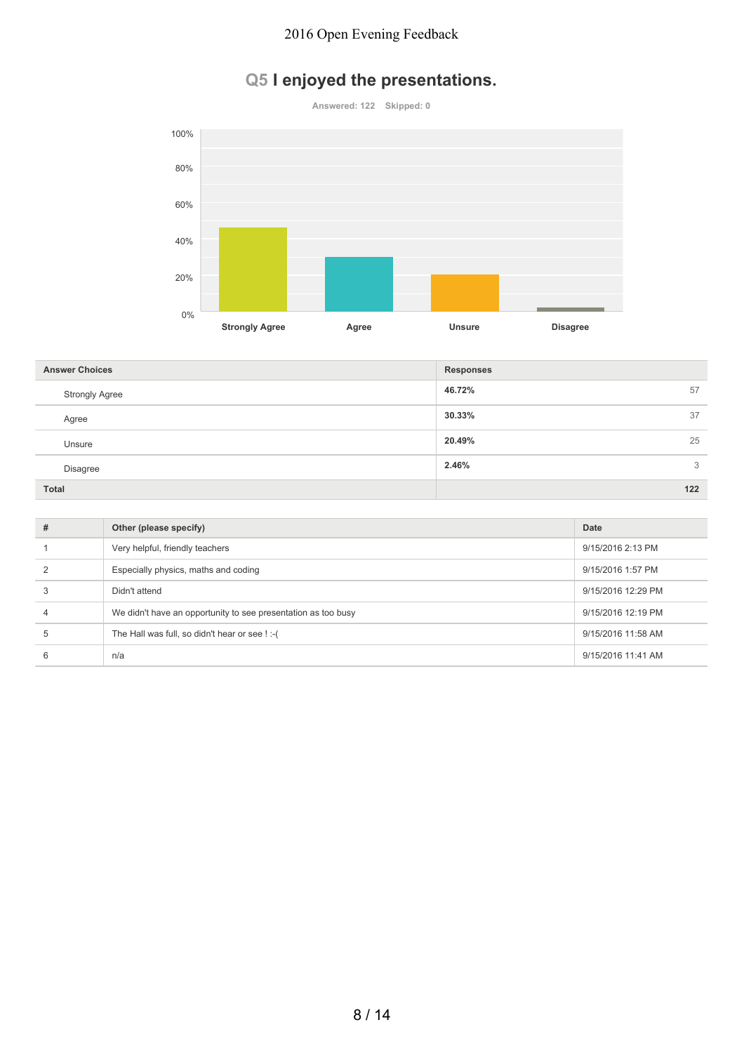## Q5 I enjoyed the presentations.

Answered: 122 Skipped: 0

| Answer Choices | Responses | |
|---|---|---|
| Strongly Agree | 46.72% | 57 |
| Agree | 30.33% | 37 |
| Unsure | 20.49% | 25 |
| Disagree | 2.46% | 3 |
| Total | | 122 |

| # | Other (please specify) | Date |
|---|---|---|
| 1 | Very helpful, friendly teachers | 9/15/2016 2:13 PM |
| 2 | Especially physics, maths and coding | 9/15/2016 1:57 PM |
| 3 | Didn't attend | 9/15/2016 12:29 PM |
| 4 | We didn't have an opportunity to see presentation as too busy | 9/15/2016 12:19 PM |
| 5 | The Hall was full, so didn't hear or see ! :-( | 9/15/2016 11:58 AM |
| 6 | n/a | 9/15/2016 11:41 AM |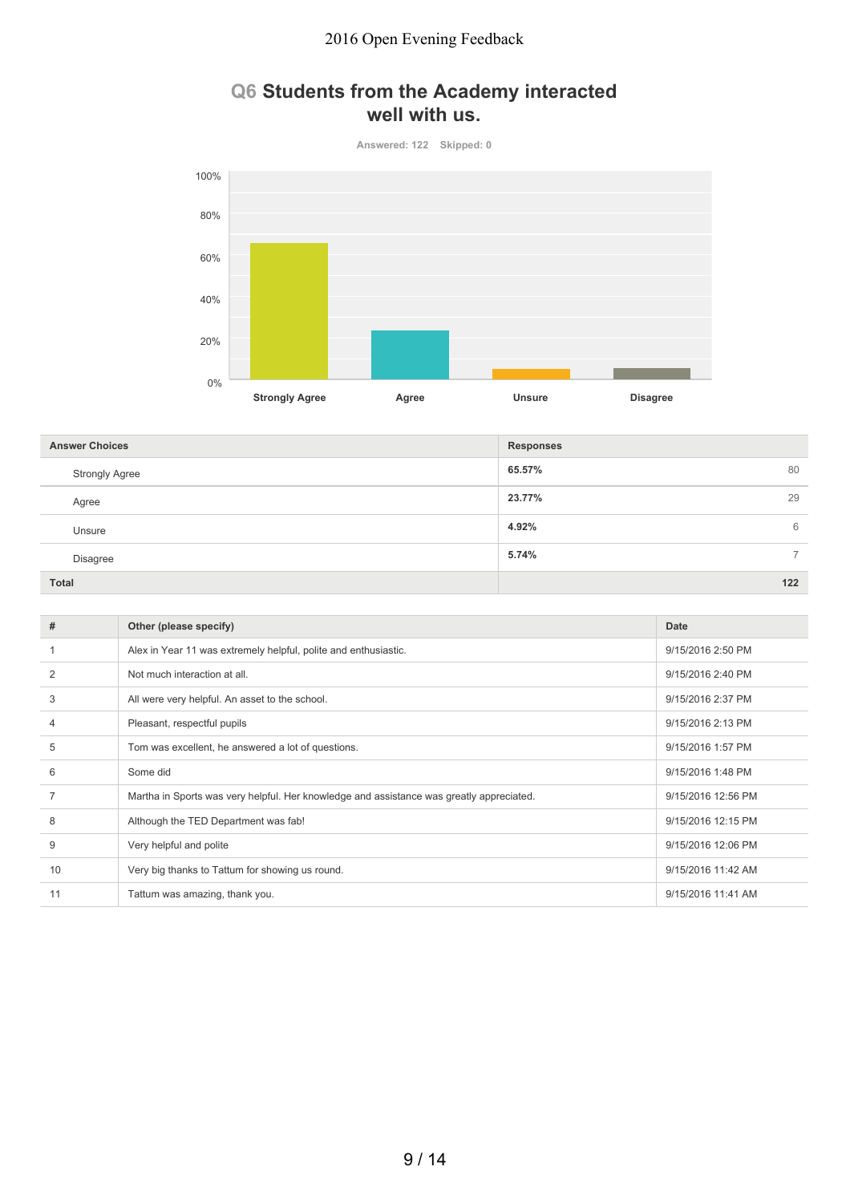## Q6 Students from the Academy interacted well with us.

Answered: 122 Skipped: 0

| Answer Choices | Responses | |
|---|---|---|
| Strongly Agree | 65.57% | 80 |
| Agree | 23.77% | 29 |
| Unsure | 4.92% | 6 |
| Disagree | 5.74% | 7 |
| **Total** | | **122** |

| # | Other (please specify) | Date |
|---|---|---|
| 1 | Alex in Year 11 was extremely helpful, polite and enthusiastic. | 9/15/2016 2:50 PM |
| 2 | Not much interaction at all. | 9/15/2016 2:40 PM |
| 3 | All were very helpful. An asset to the school. | 9/15/2016 2:37 PM |
| 4 | Pleasant, respectful pupils | 9/15/2016 2:13 PM |
| 5 | Tom was excellent, he answered a lot of questions. | 9/15/2016 1:57 PM |
| 6 | Some did | 9/15/2016 1:48 PM |
| 7 | Martha in Sports was very helpful. Her knowledge and assistance was greatly appreciated. | 9/15/2016 12:56 PM |
| 8 | Although the TED Department was fab! | 9/15/2016 12:15 PM |
| 9 | Very helpful and polite | 9/15/2016 12:06 PM |
| 10 | Very big thanks to Tattum for showing us round. | 9/15/2016 11:42 AM |
| 11 | Tattum was amazing, thank you. | 9/15/2016 11:41 AM |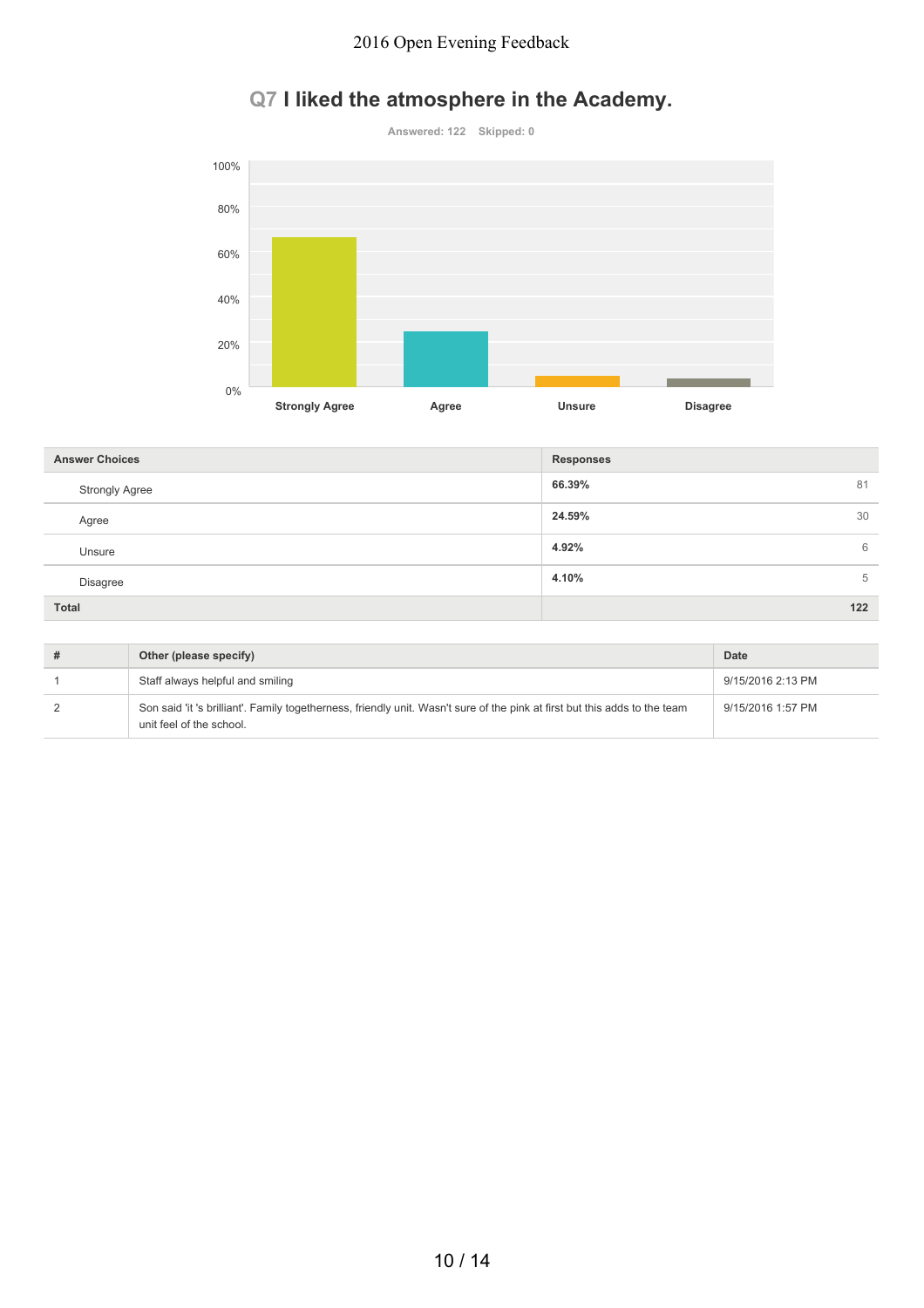# Q7 I liked the atmosphere in the Academy.

Answered: 122 Skipped: 0

| Answer Choices | Responses | |
|---|---|---|
| Strongly Agree | 66.39% | 81 |
| Agree | 24.59% | 30 |
| Unsure | 4.92% | 6 |
| Disagree | 4.10% | 5 |
| Total | | 122 |

| # | Other (please specify) | Date |
|---|---|---|
| 1 | Staff always helpful and smiling | 9/15/2016 2:13 PM |
| 2 | Son said 'it 's brilliant'. Family togetherness, friendly unit. Wasn't sure of the pink at first but this adds to the team unit feel of the school. | 9/15/2016 1:57 PM |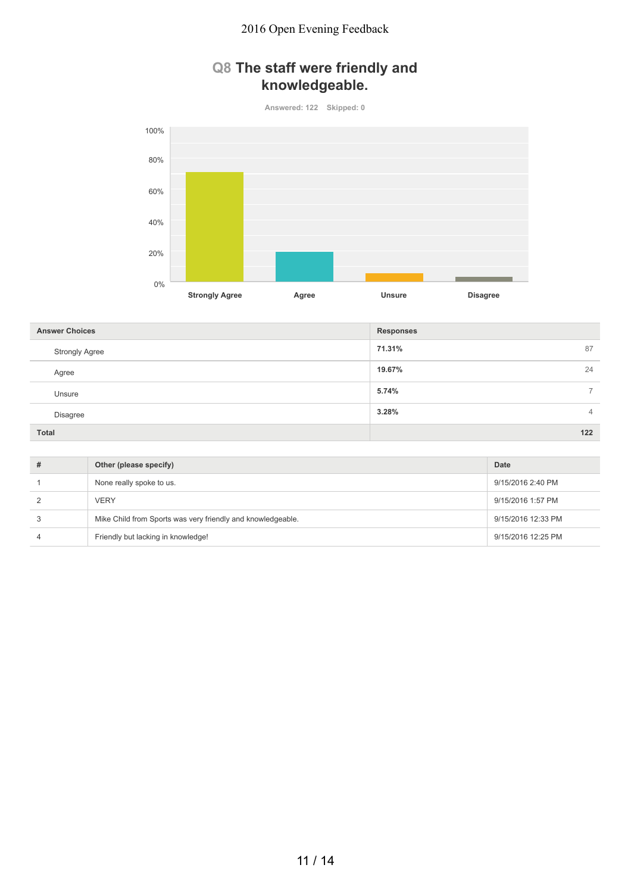## Q8 The staff were friendly and knowledgeable.

Answered: 122 Skipped: 0

| Answer Choices | Responses | |
|---|---|---|
| Strongly Agree | 71.31% | 87 |
| Agree | 19.67% | 24 |
| Unsure | 5.74% | 7 |
| Disagree | 3.28% | 4 |
| **Total** | | **122** |

| # | Other (please specify) | Date |
|---|---|---|
| 1 | None really spoke to us. | 9/15/2016 2:40 PM |
| 2 | VERY | 9/15/2016 1:57 PM |
| 3 | Mike Child from Sports was very friendly and knowledgeable. | 9/15/2016 12:33 PM |
| 4 | Friendly but lacking in knowledge! | 9/15/2016 12:25 PM |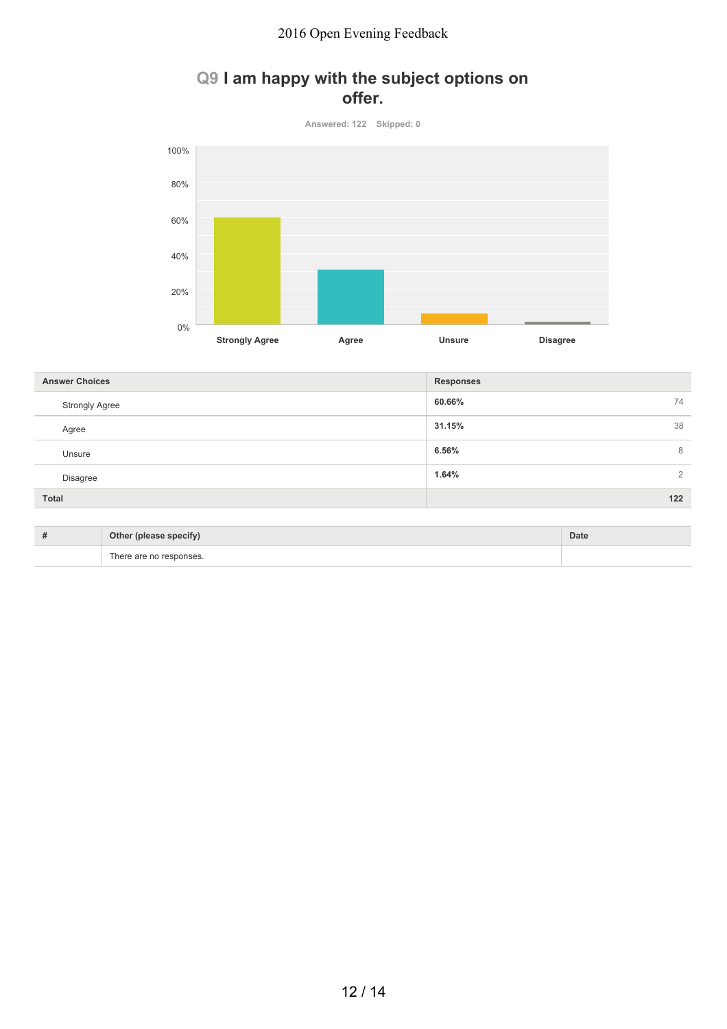## Q9 I am happy with the subject options on offer.

Answered: 122 Skipped: 0

| Answer Choices | Responses | |
|---|---|---|
| Strongly Agree | 60.66% | 74 |
| Agree | 31.15% | 38 |
| Unsure | 6.56% | 8 |
| Disagree | 1.64% | 2 |
| Total | | 122 |

| # | Other (please specify) | Date |
|---|---|---|
| | There are no responses. | |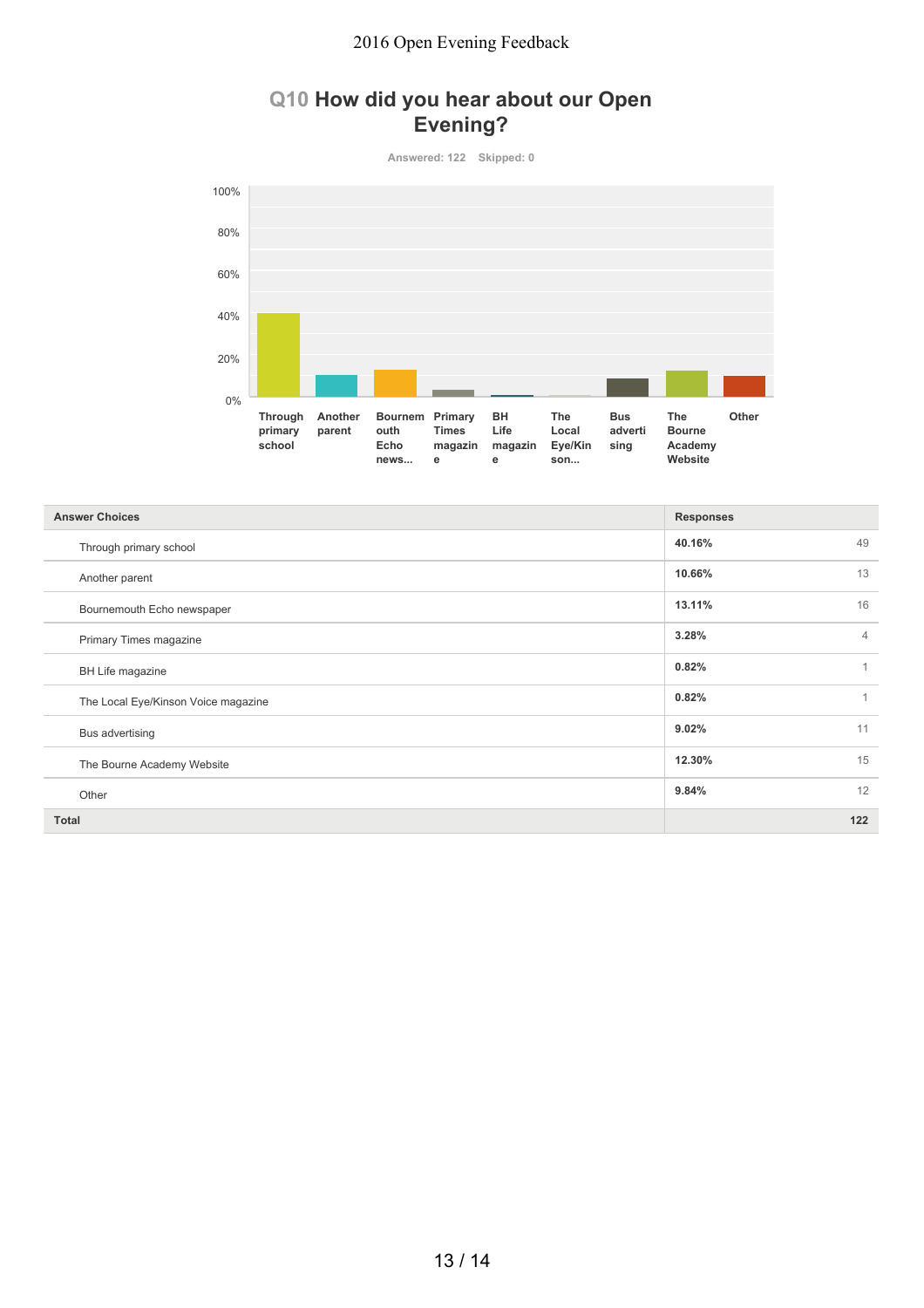## Q10 How did you hear about our Open Evening?

Answered: 122 Skipped: 0

| Answer Choices | Responses | |
|---|---|---|
| Through primary school | 40.16% | 49 |
| Another parent | 10.66% | 13 |
| Bournemouth Echo newspaper | 13.11% | 16 |
| Primary Times magazine | 3.28% | 4 |
| BH Life magazine | 0.82% | 1 |
| The Local Eye/Kinson Voice magazine | 0.82% | 1 |
| Bus advertising | 9.02% | 11 |
| The Bourne Academy Website | 12.30% | 15 |
| Other | 9.84% | 12 |
| **Total** | | **122** |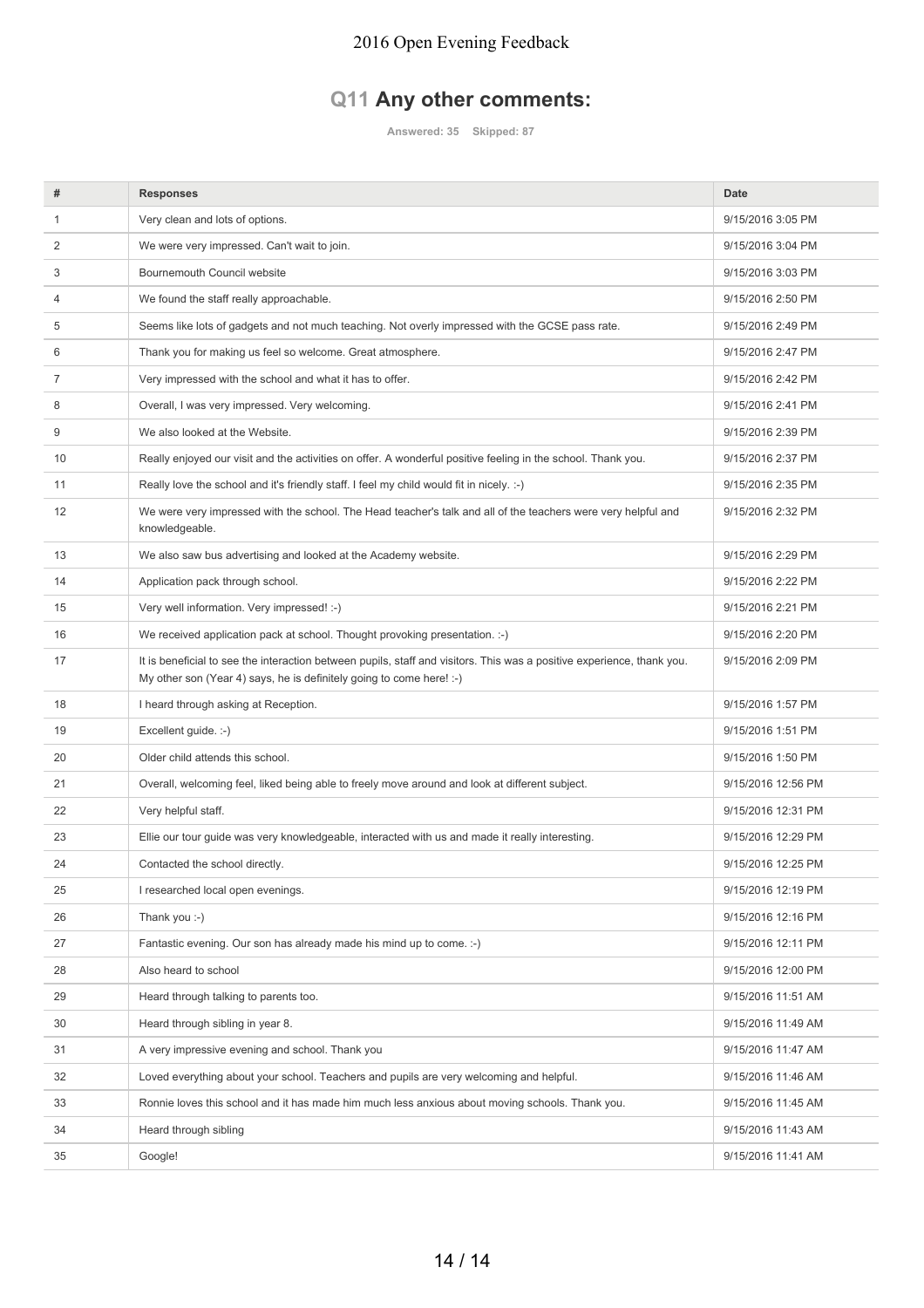## Q11 Any other comments:

Answered: 35 Skipped: 87

| # | Responses | Date |
| --- | --- | --- |
| 1 | Very clean and lots of options. | 9/15/2016 3:05 PM |
| 2 | We were very impressed. Can't wait to join. | 9/15/2016 3:04 PM |
| 3 | Bournemouth Council website | 9/15/2016 3:03 PM |
| 4 | We found the staff really approachable. | 9/15/2016 2:50 PM |
| 5 | Seems like lots of gadgets and not much teaching. Not overly impressed with the GCSE pass rate. | 9/15/2016 2:49 PM |
| 6 | Thank you for making us feel so welcome. Great atmosphere. | 9/15/2016 2:47 PM |
| 7 | Very impressed with the school and what it has to offer. | 9/15/2016 2:42 PM |
| 8 | Overall, I was very impressed. Very welcoming. | 9/15/2016 2:41 PM |
| 9 | We also looked at the Website. | 9/15/2016 2:39 PM |
| 10 | Really enjoyed our visit and the activities on offer. A wonderful positive feeling in the school. Thank you. | 9/15/2016 2:37 PM |
| 11 | Really love the school and it's friendly staff. I feel my child would fit in nicely. :-) | 9/15/2016 2:35 PM |
| 12 | We were very impressed with the school. The Head teacher's talk and all of the teachers were very helpful and knowledgeable. | 9/15/2016 2:32 PM |
| 13 | We also saw bus advertising and looked at the Academy website. | 9/15/2016 2:29 PM |
| 14 | Application pack through school. | 9/15/2016 2:22 PM |
| 15 | Very well information. Very impressed! :-) | 9/15/2016 2:21 PM |
| 16 | We received application pack at school. Thought provoking presentation. :-) | 9/15/2016 2:20 PM |
| 17 | It is beneficial to see the interaction between pupils, staff and visitors. This was a positive experience, thank you. My other son (Year 4) says, he is definitely going to come here! :-) | 9/15/2016 2:09 PM |
| 18 | I heard through asking at Reception. | 9/15/2016 1:57 PM |
| 19 | Excellent guide. :-) | 9/15/2016 1:51 PM |
| 20 | Older child attends this school. | 9/15/2016 1:50 PM |
| 21 | Overall, welcoming feel, liked being able to freely move around and look at different subject. | 9/15/2016 12:56 PM |
| 22 | Very helpful staff. | 9/15/2016 12:31 PM |
| 23 | Ellie our tour guide was very knowledgeable, interacted with us and made it really interesting. | 9/15/2016 12:29 PM |
| 24 | Contacted the school directly. | 9/15/2016 12:25 PM |
| 25 | I researched local open evenings. | 9/15/2016 12:19 PM |
| 26 | Thank you :-) | 9/15/2016 12:16 PM |
| 27 | Fantastic evening. Our son has already made his mind up to come. :-) | 9/15/2016 12:11 PM |
| 28 | Also heard to school | 9/15/2016 12:00 PM |
| 29 | Heard through talking to parents too. | 9/15/2016 11:51 AM |
| 30 | Heard through sibling in year 8. | 9/15/2016 11:49 AM |
| 31 | A very impressive evening and school. Thank you | 9/15/2016 11:47 AM |
| 32 | Loved everything about your school. Teachers and pupils are very welcoming and helpful. | 9/15/2016 11:46 AM |
| 33 | Ronnie loves this school and it has made him much less anxious about moving schools. Thank you. | 9/15/2016 11:45 AM |
| 34 | Heard through sibling | 9/15/2016 11:43 AM |
| 35 | Google! | 9/15/2016 11:41 AM |